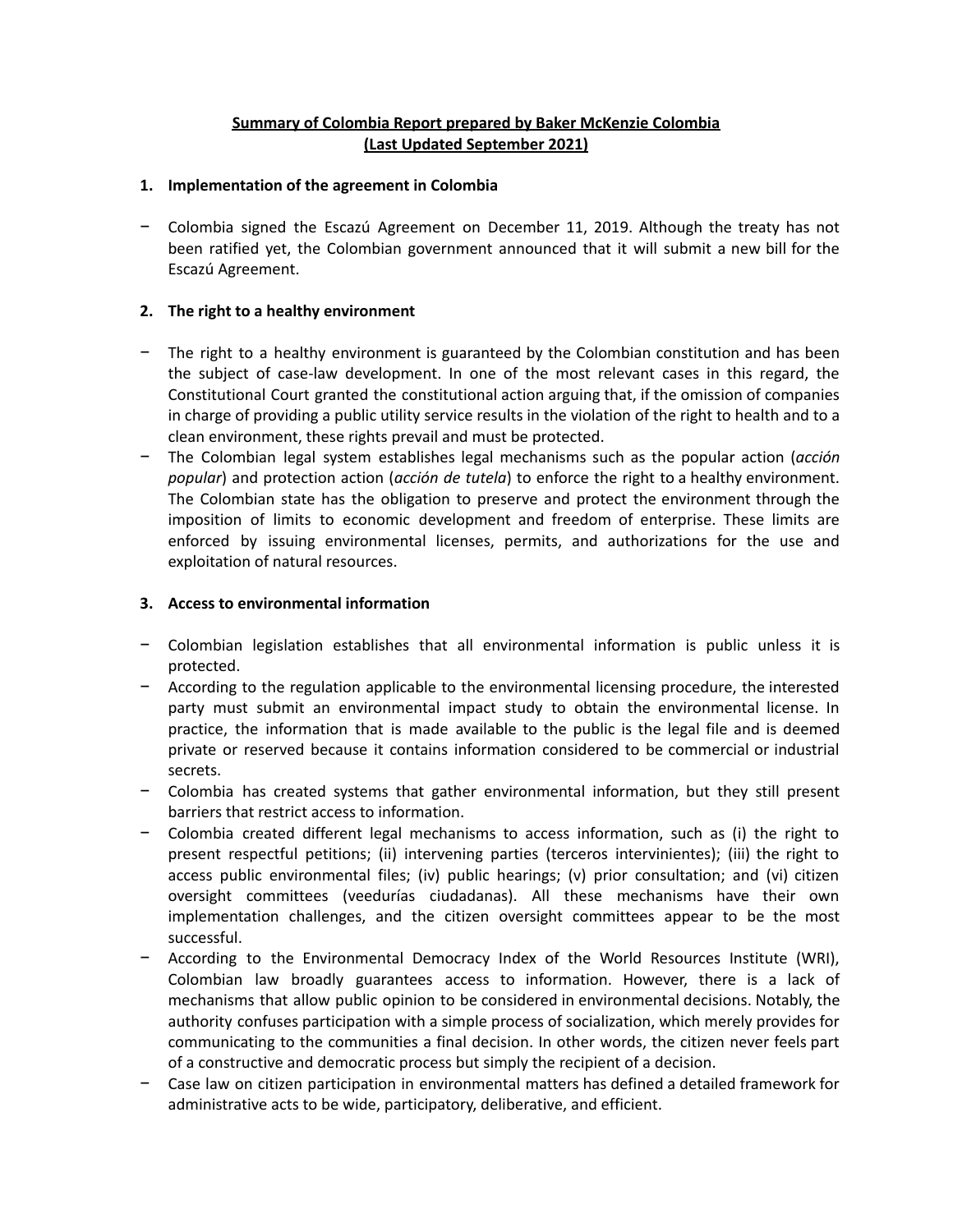# **Summary of Colombia Report prepared by Baker McKenzie Colombia (Last Updated September 2021)**

## 1. Implementation of the agreement in Colombia

- Colombia signed the Escazú Agreement on December 11, 2019. Although the treaty has not been ratified yet, the Colombian government announced that it will submit a new bill for the Escazú Agreement.

## 2. The right to a healthy environment

- The right to a healthy environment is guaranteed by the Colombian constitution and has been the subject of case-law development. In one of the most relevant cases in this regard, the Constitutional Court granted the constitutional action arguing that, if the omission of companies in charge of providing a public utility service results in the violation of the right to health and to a clean environment, these rights prevail and must be protected.
- The Colombian legal system establishes legal mechanisms such as the popular action (*acción popular*) and protection action (*acción de tutela*) to enforce the right to a healthy environment. The Colombian state has the obligation to preserve and protect the environment through the imposition of limits to economic development and freedom of enterprise. These limits are enforced by issuing environmental licenses, permits, and authorizations for the use and exploitation of natural resources.

## 3. Access to environmental information

- Colombian legislation establishes that all environmental information is public unless it is protected.
- According to the regulation applicable to the environmental licensing procedure, the interested party must submit an environmental impact study to obtain the environmental license. In practice, the information that is made available to the public is the legal file and is deemed private or reserved because it contains information considered to be commercial or industrial secrets.
- Colombia has created systems that gather environmental information, but they still present barriers that restrict access to information.
- Colombia created different legal mechanisms to access information, such as (i) the right to present respectful petitions; (ii) intervening parties (terceros intervinientes); (iii) the right to access public environmental files; (iv) public hearings; (v) prior consultation; and (vi) citizen oversight committees (veedurías ciudadanas). All these mechanisms have their own implementation challenges, and the citizen oversight committees appear to be the most successful.
- According to the Environmental Democracy Index of the World Resources Institute (WRI), Colombian law broadly guarantees access to information. However, there is a lack of mechanisms that allow public opinion to be considered in environmental decisions. Notably, the authority confuses participation with a simple process of socialization, which merely provides for communicating to the communities a final decision. In other words, the citizen never feels part of a constructive and democratic process but simply the recipient of a decision.
- Case law on citizen participation in environmental matters has defined a detailed framework for administrative acts to be wide, participatory, deliberative, and efficient.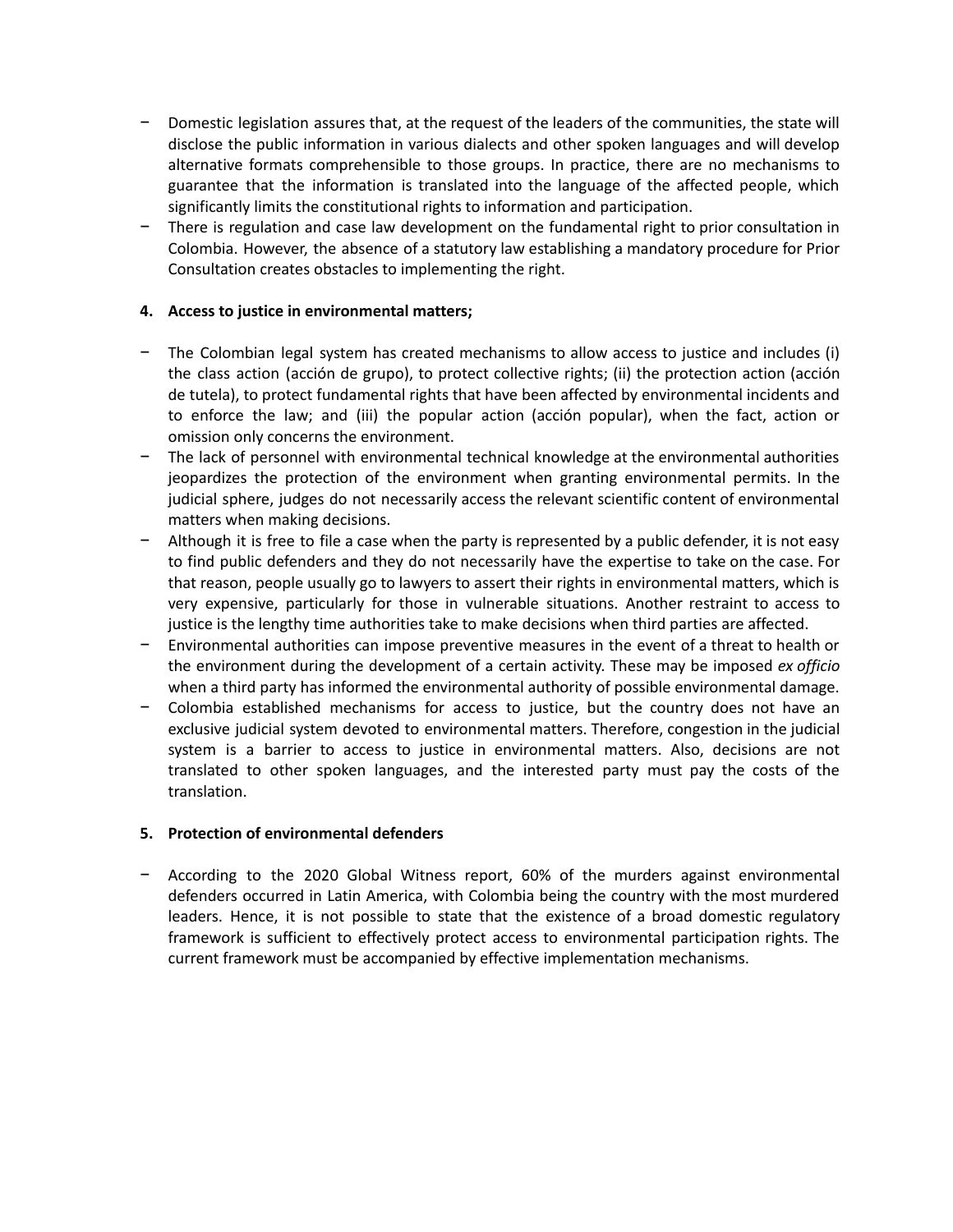- Domestic legislation assures that, at the request of the leaders of the communities, the state will disclose the public information in various dialects and other spoken languages and will develop alternative formats comprehensible to those groups. In practice, there are no mechanisms to guarantee that the information is translated into the language of the affected people, which significantly limits the constitutional rights to information and participation.
- There is regulation and case law development on the fundamental right to prior consultation in Colombia. However, the absence of a statutory law establishing a mandatory procedure for Prior Consultation creates obstacles to implementing the right.

**4. Access to justice in environmental matters;**

- The Colombian legal system has created mechanisms to allow access to justice and includes (i) the class action (acción de grupo), to protect collective rights; (ii) the protection action (acción de tutela), to protect fundamental rights that have been affected by environmental incidents and to enforce the law; and (iii) the popular action (acción popular), when the fact, action or omission only concerns the environment.
- The lack of personnel with environmental technical knowledge at the environmental authorities jeopardizes the protection of the environment when granting environmental permits. In the judicial sphere, judges do not necessarily access the relevant scientific content of environmental matters when making decisions.
- Although it is free to file a case when the party is represented by a public defender, it is not easy to find public defenders and they do not necessarily have the expertise to take on the case. For that reason, people usually go to lawyers to assert their rights in environmental matters, which is very expensive, particularly for those in vulnerable situations. Another restraint to access to justice is the lengthy time authorities take to make decisions when third parties are affected.
- Environmental authorities can impose preventive measures in the event of a threat to health or the environment during the development of a certain activity. These may be imposed *ex officio* when a third party has informed the environmental authority of possible environmental damage.
- Colombia established mechanisms for access to justice, but the country does not have an exclusive judicial system devoted to environmental matters. Therefore, congestion in the judicial system is a barrier to access to justice in environmental matters. Also, decisions are not translated to other spoken languages, and the interested party must pay the costs of the translation.

**5. Protection of environmental defenders**

- According to the 2020 Global Witness report, 60% of the murders against environmental defenders occurred in Latin America, with Colombia being the country with the most murdered leaders. Hence, it is not possible to state that the existence of a broad domestic regulatory framework is sufficient to effectively protect access to environmental participation rights. The current framework must be accompanied by effective implementation mechanisms.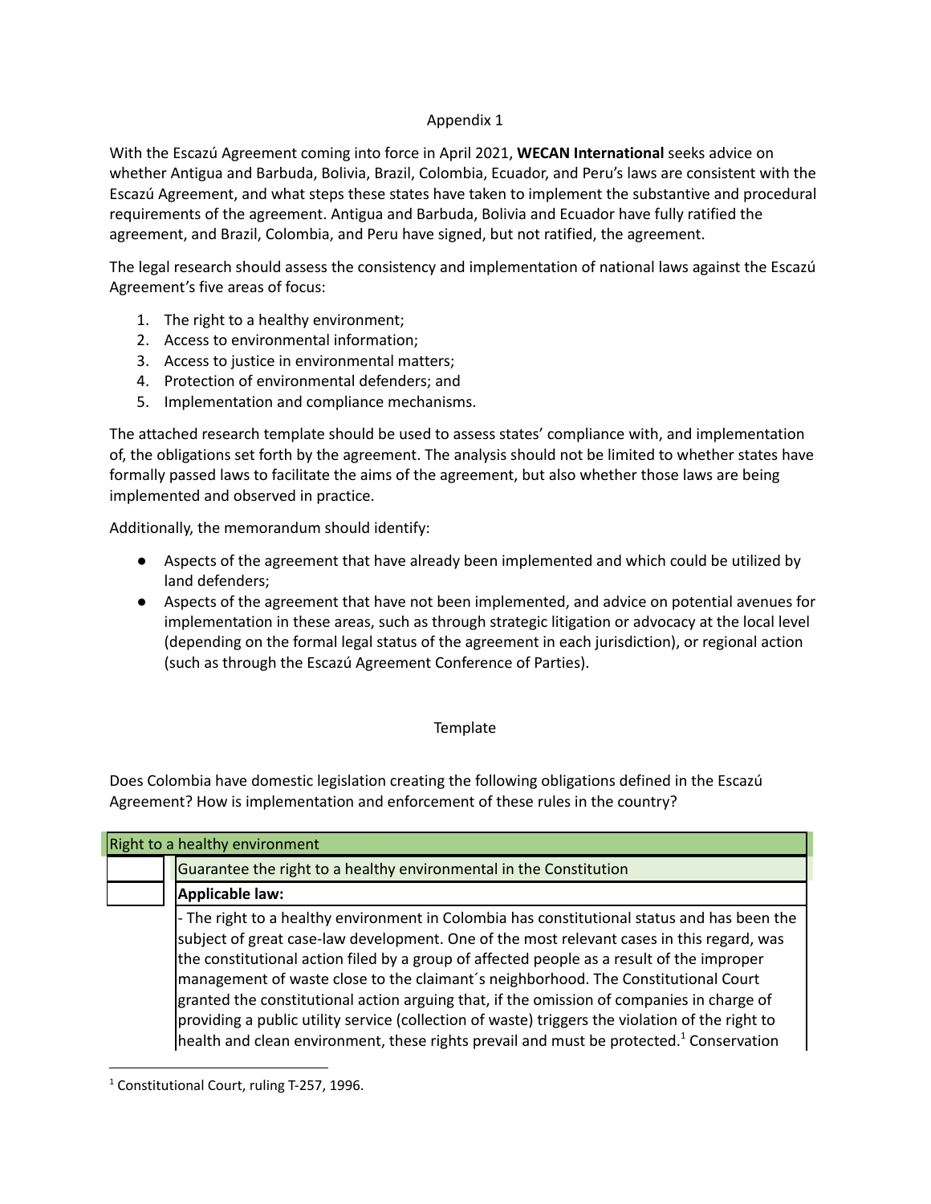Appendix 1

With the Escazú Agreement coming into force in April 2021, **WECAN International** seeks advice on whether Antigua and Barbuda, Bolivia, Brazil, Colombia, Ecuador, and Peru's laws are consistent with the Escazú Agreement, and what steps these states have taken to implement the substantive and procedural requirements of the agreement. Antigua and Barbuda, Bolivia and Ecuador have fully ratified the agreement, and Brazil, Colombia, and Peru have signed, but not ratified, the agreement.

The legal research should assess the consistency and implementation of national laws against the Escazú Agreement's five areas of focus:

1. The right to a healthy environment;
2. Access to environmental information;
3. Access to justice in environmental matters;
4. Protection of environmental defenders; and
5. Implementation and compliance mechanisms.

The attached research template should be used to assess states' compliance with, and implementation of, the obligations set forth by the agreement. The analysis should not be limited to whether states have formally passed laws to facilitate the aims of the agreement, but also whether those laws are being implemented and observed in practice.

Additionally, the memorandum should identify:

- Aspects of the agreement that have already been implemented and which could be utilized by land defenders;
- Aspects of the agreement that have not been implemented, and advice on potential avenues for implementation in these areas, such as through strategic litigation or advocacy at the local level (depending on the formal legal status of the agreement in each jurisdiction), or regional action (such as through the Escazú Agreement Conference of Parties).

Template

Does Colombia have domestic legislation creating the following obligations defined in the Escazú Agreement? How is implementation and enforcement of these rules in the country?

| Right to a healthy environment | |
|---|---|
| | Guarantee the right to a healthy environmental in the Constitution |
| | **Applicable law:** |
| | - The right to a healthy environment in Colombia has constitutional status and has been the subject of great case-law development. One of the most relevant cases in this regard, was the constitutional action filed by a group of affected people as a result of the improper management of waste close to the claimant´s neighborhood. The Constitutional Court granted the constitutional action arguing that, if the omission of companies in charge of providing a public utility service (collection of waste) triggers the violation of the right to health and clean environment, these rights prevail and must be protected.[1] Conservation |

[1] Constitutional Court, ruling T-257, 1996.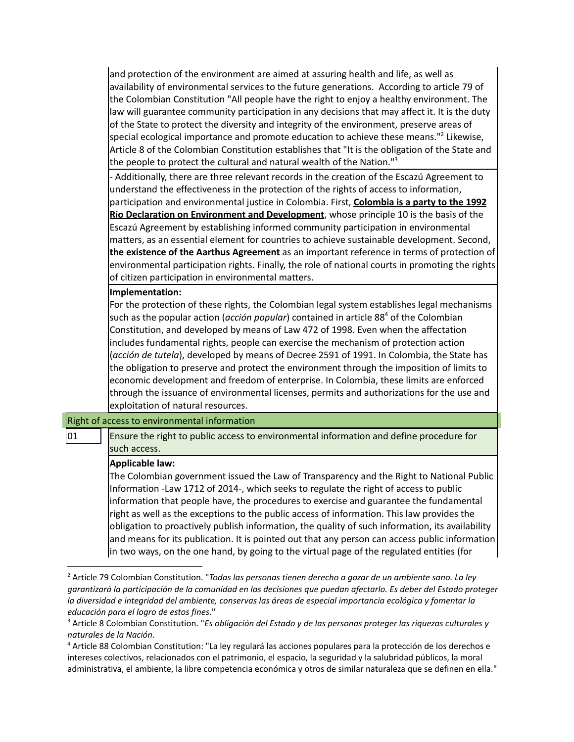and protection of the environment are aimed at assuring health and life, as well as availability of environmental services to the future generations. According to article 79 of the Colombian Constitution "All people have the right to enjoy a healthy environment. The law will guarantee community participation in any decisions that may affect it. It is the duty of the State to protect the diversity and integrity of the environment, preserve areas of special ecological importance and promote education to achieve these means."[2] Likewise, Article 8 of the Colombian Constitution establishes that "It is the obligation of the State and the people to protect the cultural and natural wealth of the Nation."[3]

- Additionally, there are three relevant records in the creation of the Escazú Agreement to understand the effectiveness in the protection of the rights of access to information, participation and environmental justice in Colombia. First, **Colombia is a party to the 1992 Rio Declaration on Environment and Development**, whose principle 10 is the basis of the Escazú Agreement by establishing informed community participation in environmental matters, as an essential element for countries to achieve sustainable development. Second, **the existence of the Aarthus Agreement** as an important reference in terms of protection of environmental participation rights. Finally, the role of national courts in promoting the rights of citizen participation in environmental matters.

**Implementation:**
For the protection of these rights, the Colombian legal system establishes legal mechanisms such as the popular action (*acción popular*) contained in article 88[4] of the Colombian Constitution, and developed by means of Law 472 of 1998. Even when the affectation includes fundamental rights, people can exercise the mechanism of protection action (*acción de tutela*), developed by means of Decree 2591 of 1991. In Colombia, the State has the obligation to preserve and protect the environment through the imposition of limits to economic development and freedom of enterprise. In Colombia, these limits are enforced through the issuance of environmental licenses, permits and authorizations for the use and exploitation of natural resources.

Right of access to environmental information

| 01 | Ensure the right to public access to environmental information and define procedure for such access. |
|---|---|

**Applicable law:**
The Colombian government issued the Law of Transparency and the Right to National Public Information -Law 1712 of 2014-, which seeks to regulate the right of access to public information that people have, the procedures to exercise and guarantee the fundamental right as well as the exceptions to the public access of information. This law provides the obligation to proactively publish information, the quality of such information, its availability and means for its publication. It is pointed out that any person can access public information in two ways, on the one hand, by going to the virtual page of the regulated entities (for

[2] Article 79 Colombian Constitution. "*Todas las personas tienen derecho a gozar de un ambiente sano. La ley garantizará la participación de la comunidad en las decisiones que puedan afectarlo. Es deber del Estado proteger la diversidad e integridad del ambiente, conservas las áreas de especial importancia ecológica y fomentar la educación para el logro de estos fines*."

[3] Article 8 Colombian Constitution. "*Es obligación del Estado y de las personas proteger las riquezas culturales y naturales de la Nación*.

[4] Article 88 Colombian Constitution: "La ley regulará las acciones populares para la protección de los derechos e intereses colectivos, relacionados con el patrimonio, el espacio, la seguridad y la salubridad públicos, la moral administrativa, el ambiente, la libre competencia económica y otros de similar naturaleza que se definen en ella."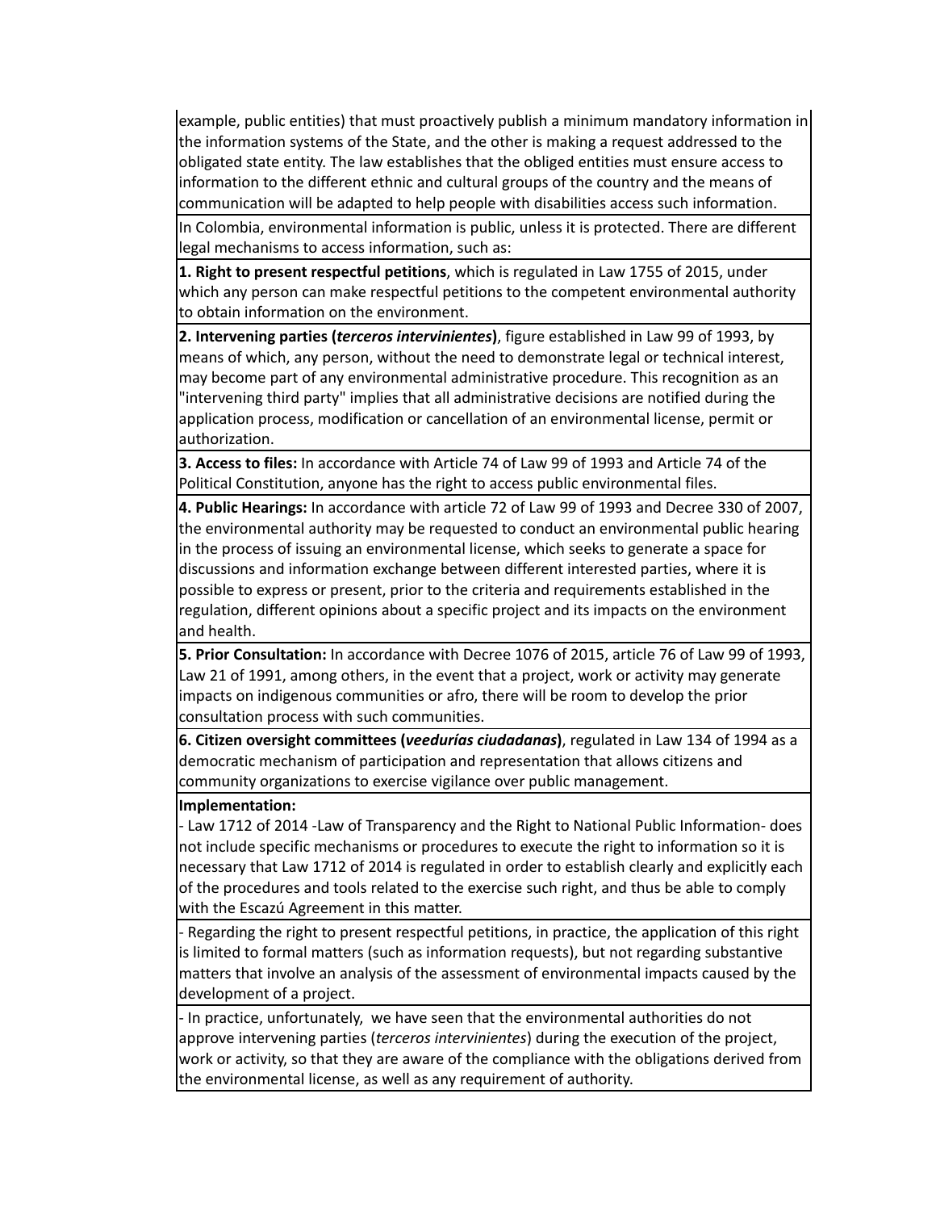example, public entities) that must proactively publish a minimum mandatory information in the information systems of the State, and the other is making a request addressed to the obligated state entity. The law establishes that the obliged entities must ensure access to information to the different ethnic and cultural groups of the country and the means of communication will be adapted to help people with disabilities access such information.

In Colombia, environmental information is public, unless it is protected. There are different legal mechanisms to access information, such as:

**1. Right to present respectful petitions**, which is regulated in Law 1755 of 2015, under which any person can make respectful petitions to the competent environmental authority to obtain information on the environment.

**2. Intervening parties (*terceros intervinientes*)**, figure established in Law 99 of 1993, by means of which, any person, without the need to demonstrate legal or technical interest, may become part of any environmental administrative procedure. This recognition as an "intervening third party" implies that all administrative decisions are notified during the application process, modification or cancellation of an environmental license, permit or authorization.

**3. Access to files:** In accordance with Article 74 of Law 99 of 1993 and Article 74 of the Political Constitution, anyone has the right to access public environmental files.

**4. Public Hearings:** In accordance with article 72 of Law 99 of 1993 and Decree 330 of 2007, the environmental authority may be requested to conduct an environmental public hearing in the process of issuing an environmental license, which seeks to generate a space for discussions and information exchange between different interested parties, where it is possible to express or present, prior to the criteria and requirements established in the regulation, different opinions about a specific project and its impacts on the environment and health.

**5. Prior Consultation:** In accordance with Decree 1076 of 2015, article 76 of Law 99 of 1993, Law 21 of 1991, among others, in the event that a project, work or activity may generate impacts on indigenous communities or afro, there will be room to develop the prior consultation process with such communities.

**6. Citizen oversight committees (*veedurías ciudadanas*)**, regulated in Law 134 of 1994 as a democratic mechanism of participation and representation that allows citizens and community organizations to exercise vigilance over public management.

**Implementation:**

- Law 1712 of 2014 -Law of Transparency and the Right to National Public Information- does not include specific mechanisms or procedures to execute the right to information so it is necessary that Law 1712 of 2014 is regulated in order to establish clearly and explicitly each of the procedures and tools related to the exercise such right, and thus be able to comply with the Escazú Agreement in this matter.

- Regarding the right to present respectful petitions, in practice, the application of this right is limited to formal matters (such as information requests), but not regarding substantive matters that involve an analysis of the assessment of environmental impacts caused by the development of a project.

- In practice, unfortunately, we have seen that the environmental authorities do not approve intervening parties (*terceros intervinientes*) during the execution of the project, work or activity, so that they are aware of the compliance with the obligations derived from the environmental license, as well as any requirement of authority.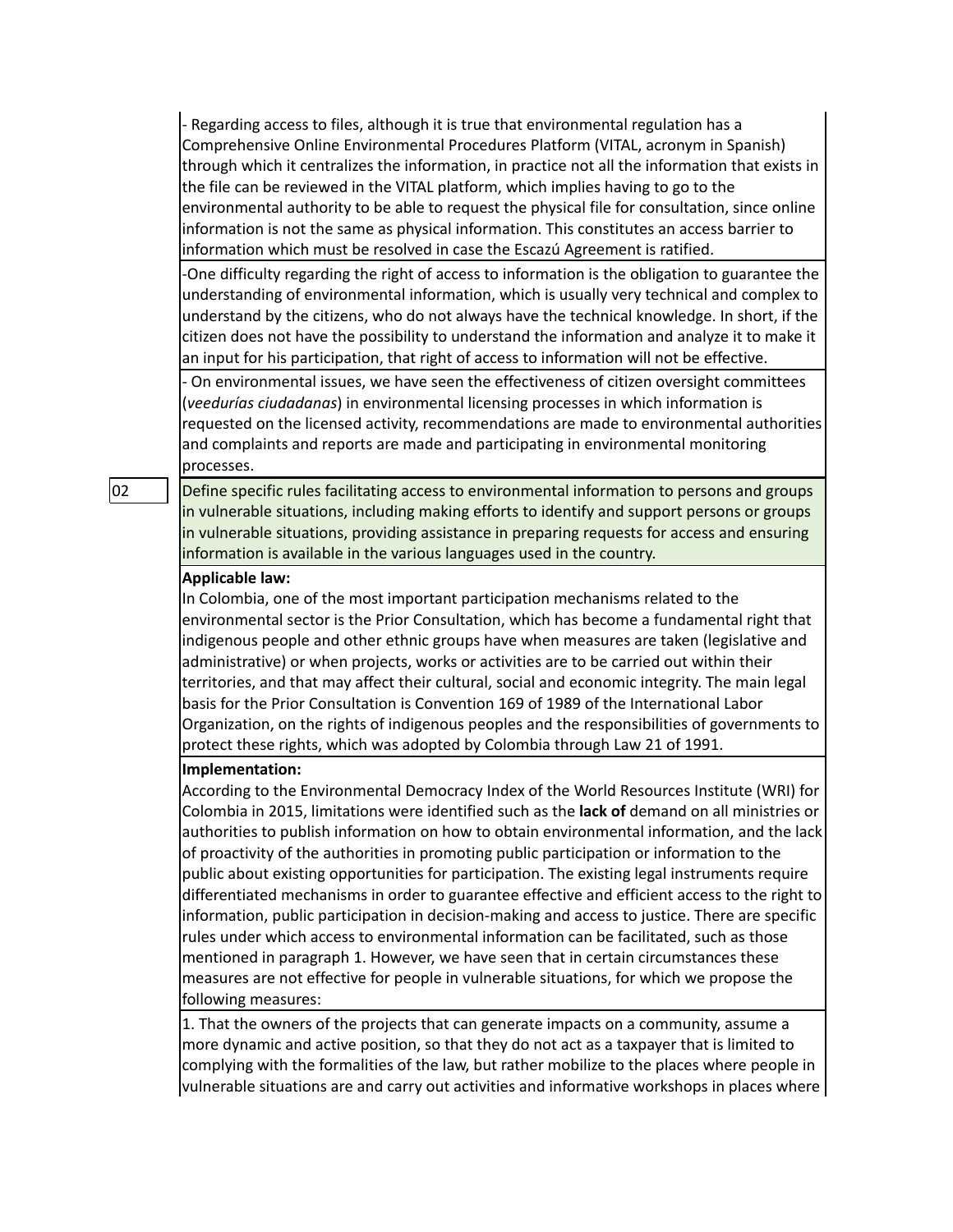- Regarding access to files, although it is true that environmental regulation has a Comprehensive Online Environmental Procedures Platform (VITAL, acronym in Spanish) through which it centralizes the information, in practice not all the information that exists in the file can be reviewed in the VITAL platform, which implies having to go to the environmental authority to be able to request the physical file for consultation, since online information is not the same as physical information. This constitutes an access barrier to information which must be resolved in case the Escazú Agreement is ratified.

-One difficulty regarding the right of access to information is the obligation to guarantee the understanding of environmental information, which is usually very technical and complex to understand by the citizens, who do not always have the technical knowledge. In short, if the citizen does not have the possibility to understand the information and analyze it to make it an input for his participation, that right of access to information will not be effective.

- On environmental issues, we have seen the effectiveness of citizen oversight committees (*veedurías ciudadanas*) in environmental licensing processes in which information is requested on the licensed activity, recommendations are made to environmental authorities and complaints and reports are made and participating in environmental monitoring processes.

| 02 | Define specific rules facilitating access to environmental information to persons and groups in vulnerable situations, including making efforts to identify and support persons or groups in vulnerable situations, providing assistance in preparing requests for access and ensuring information is available in the various languages used in the country. |
|---|---|

**Applicable law:**
In Colombia, one of the most important participation mechanisms related to the environmental sector is the Prior Consultation, which has become a fundamental right that indigenous people and other ethnic groups have when measures are taken (legislative and administrative) or when projects, works or activities are to be carried out within their territories, and that may affect their cultural, social and economic integrity. The main legal basis for the Prior Consultation is Convention 169 of 1989 of the International Labor Organization, on the rights of indigenous peoples and the responsibilities of governments to protect these rights, which was adopted by Colombia through Law 21 of 1991.

**Implementation:**
According to the Environmental Democracy Index of the World Resources Institute (WRI) for Colombia in 2015, limitations were identified such as the **lack of** demand on all ministries or authorities to publish information on how to obtain environmental information, and the lack of proactivity of the authorities in promoting public participation or information to the public about existing opportunities for participation. The existing legal instruments require differentiated mechanisms in order to guarantee effective and efficient access to the right to information, public participation in decision-making and access to justice. There are specific rules under which access to environmental information can be facilitated, such as those mentioned in paragraph 1. However, we have seen that in certain circumstances these measures are not effective for people in vulnerable situations, for which we propose the following measures:

1. That the owners of the projects that can generate impacts on a community, assume a more dynamic and active position, so that they do not act as a taxpayer that is limited to complying with the formalities of the law, but rather mobilize to the places where people in vulnerable situations are and carry out activities and informative workshops in places where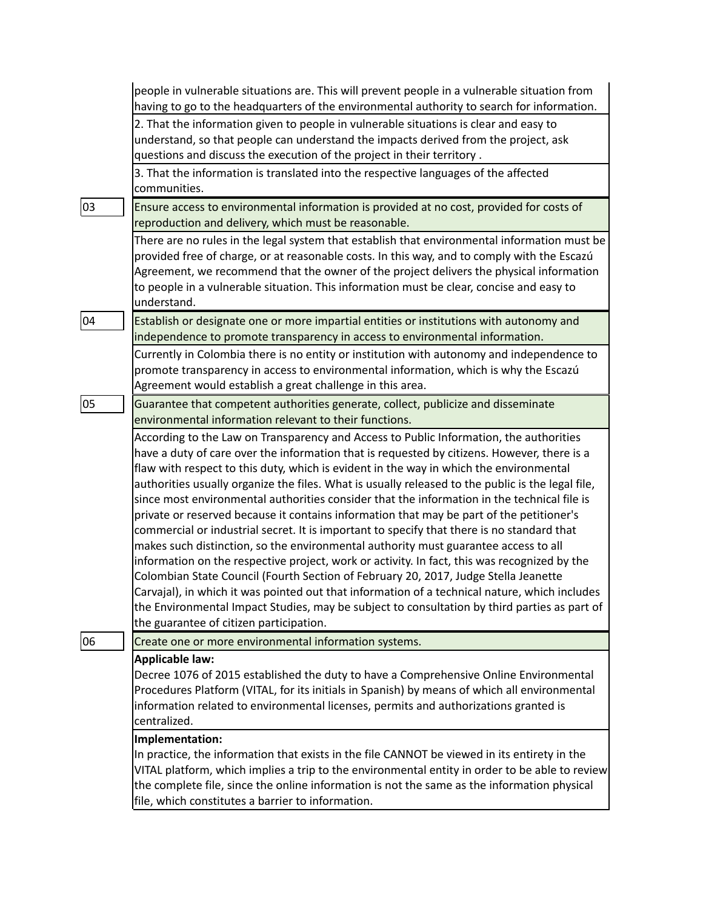people in vulnerable situations are. This will prevent people in a vulnerable situation from having to go to the headquarters of the environmental authority to search for information.

2. That the information given to people in vulnerable situations is clear and easy to understand, so that people can understand the impacts derived from the project, ask questions and discuss the execution of the project in their territory .

3. That the information is translated into the respective languages of the affected communities.

| 03 | Ensure access to environmental information is provided at no cost, provided for costs of reproduction and delivery, which must be reasonable. |
| --- | --- |
| | There are no rules in the legal system that establish that environmental information must be provided free of charge, or at reasonable costs. In this way, and to comply with the Escazú Agreement, we recommend that the owner of the project delivers the physical information to people in a vulnerable situation. This information must be clear, concise and easy to understand. |
| 04 | Establish or designate one or more impartial entities or institutions with autonomy and independence to promote transparency in access to environmental information. |
| | Currently in Colombia there is no entity or institution with autonomy and independence to promote transparency in access to environmental information, which is why the Escazú Agreement would establish a great challenge in this area. |
| 05 | Guarantee that competent authorities generate, collect, publicize and disseminate environmental information relevant to their functions. |
| | According to the Law on Transparency and Access to Public Information, the authorities have a duty of care over the information that is requested by citizens. However, there is a flaw with respect to this duty, which is evident in the way in which the environmental authorities usually organize the files. What is usually released to the public is the legal file, since most environmental authorities consider that the information in the technical file is private or reserved because it contains information that may be part of the petitioner's commercial or industrial secret. It is important to specify that there is no standard that makes such distinction, so the environmental authority must guarantee access to all information on the respective project, work or activity. In fact, this was recognized by the Colombian State Council (Fourth Section of February 20, 2017, Judge Stella Jeanette Carvajal), in which it was pointed out that information of a technical nature, which includes the Environmental Impact Studies, may be subject to consultation by third parties as part of the guarantee of citizen participation. |
| 06 | Create one or more environmental information systems. |
| | **Applicable law:** Decree 1076 of 2015 established the duty to have a Comprehensive Online Environmental Procedures Platform (VITAL, for its initials in Spanish) by means of which all environmental information related to environmental licenses, permits and authorizations granted is centralized. |
| | **Implementation:** In practice, the information that exists in the file CANNOT be viewed in its entirety in the VITAL platform, which implies a trip to the environmental entity in order to be able to review the complete file, since the online information is not the same as the information physical file, which constitutes a barrier to information. |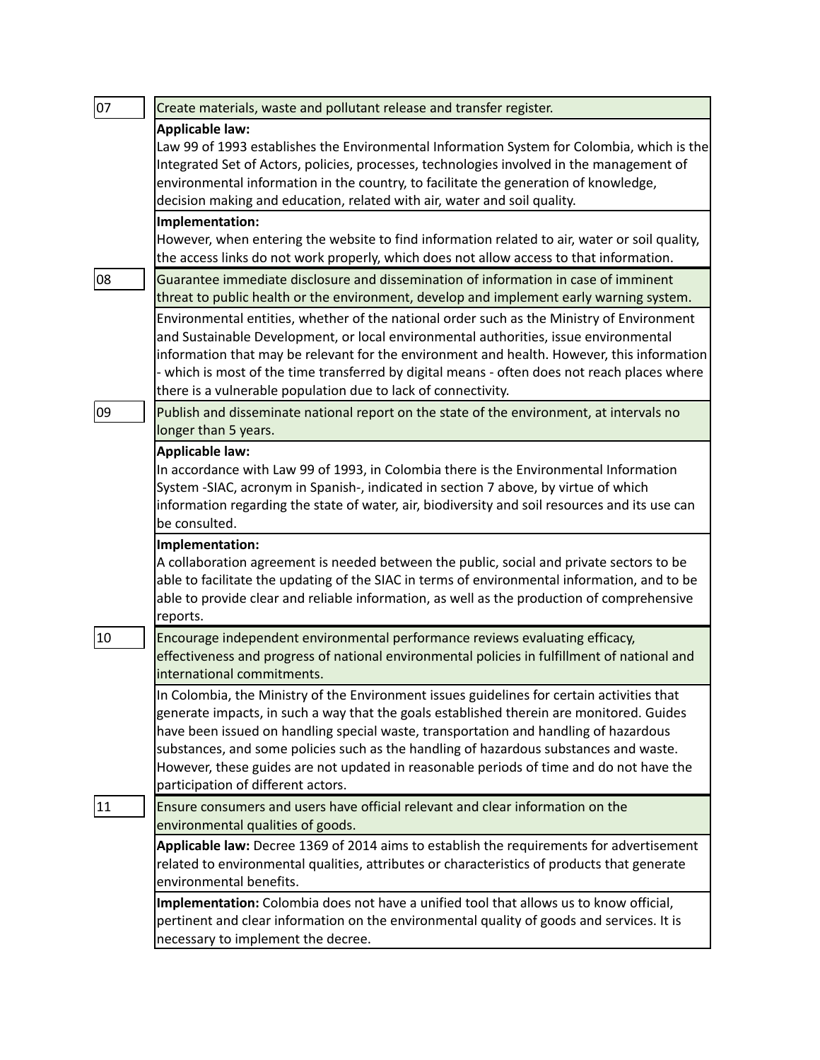**07** Create materials, waste and pollutant release and transfer register.

**Applicable law:**
Law 99 of 1993 establishes the Environmental Information System for Colombia, which is the Integrated Set of Actors, policies, processes, technologies involved in the management of environmental information in the country, to facilitate the generation of knowledge, decision making and education, related with air, water and soil quality.

**Implementation:**
However, when entering the website to find information related to air, water or soil quality, the access links do not work properly, which does not allow access to that information.

**08** Guarantee immediate disclosure and dissemination of information in case of imminent threat to public health or the environment, develop and implement early warning system.

Environmental entities, whether of the national order such as the Ministry of Environment and Sustainable Development, or local environmental authorities, issue environmental information that may be relevant for the environment and health. However, this information - which is most of the time transferred by digital means - often does not reach places where there is a vulnerable population due to lack of connectivity.

**09** Publish and disseminate national report on the state of the environment, at intervals no longer than 5 years.

**Applicable law:**
In accordance with Law 99 of 1993, in Colombia there is the Environmental Information System -SIAC, acronym in Spanish-, indicated in section 7 above, by virtue of which information regarding the state of water, air, biodiversity and soil resources and its use can be consulted.

**Implementation:**
A collaboration agreement is needed between the public, social and private sectors to be able to facilitate the updating of the SIAC in terms of environmental information, and to be able to provide clear and reliable information, as well as the production of comprehensive reports.

**10** Encourage independent environmental performance reviews evaluating efficacy, effectiveness and progress of national environmental policies in fulfillment of national and international commitments.

In Colombia, the Ministry of the Environment issues guidelines for certain activities that generate impacts, in such a way that the goals established therein are monitored. Guides have been issued on handling special waste, transportation and handling of hazardous substances, and some policies such as the handling of hazardous substances and waste. However, these guides are not updated in reasonable periods of time and do not have the participation of different actors.

**11** Ensure consumers and users have official relevant and clear information on the environmental qualities of goods.

**Applicable law:** Decree 1369 of 2014 aims to establish the requirements for advertisement related to environmental qualities, attributes or characteristics of products that generate environmental benefits.

**Implementation:** Colombia does not have a unified tool that allows us to know official, pertinent and clear information on the environmental quality of goods and services. It is necessary to implement the decree.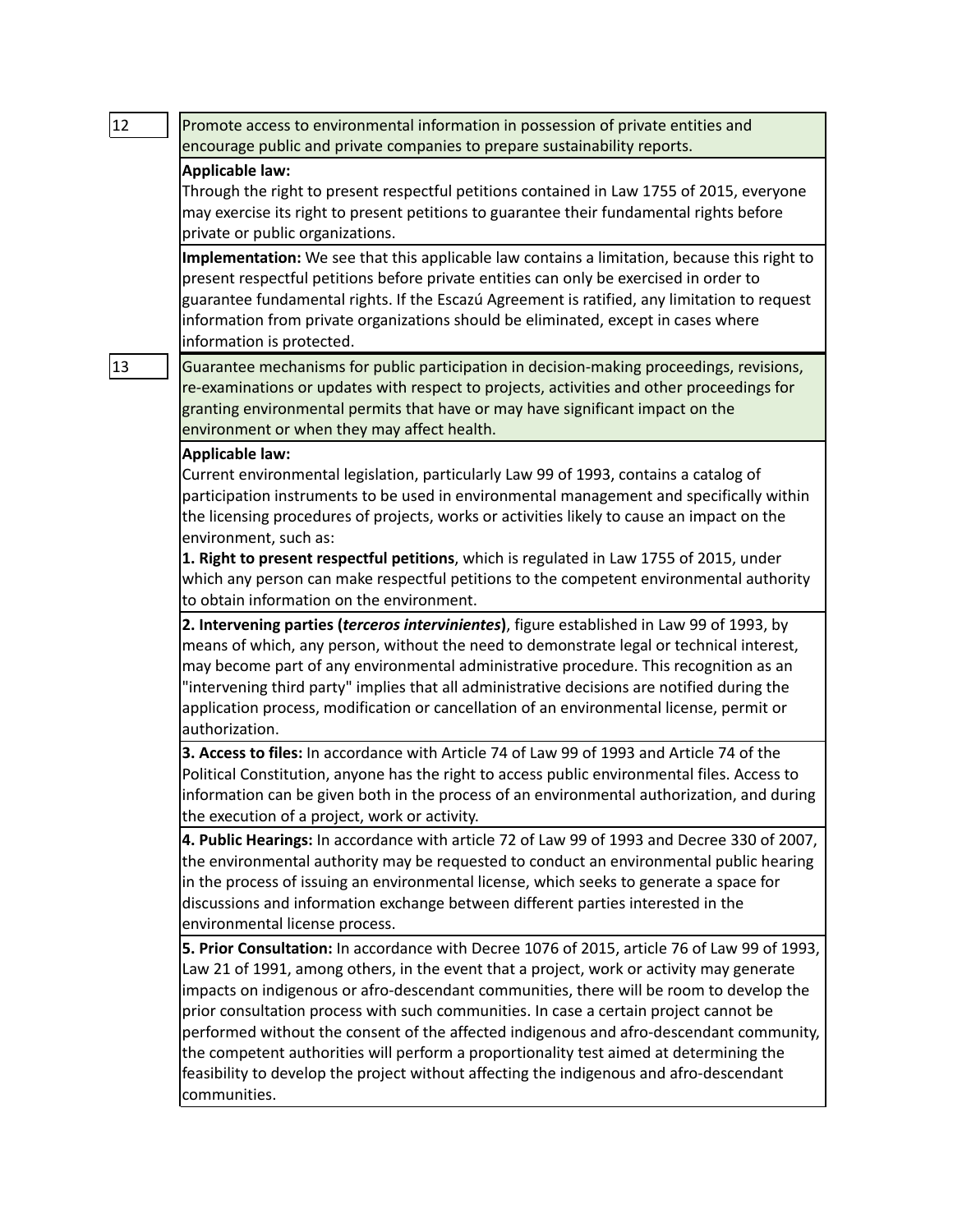| | |
|---|---|
| 12 | Promote access to environmental information in possession of private entities and encourage public and private companies to prepare sustainability reports. |
| | **Applicable law:**<br>Through the right to present respectful petitions contained in Law 1755 of 2015, everyone may exercise its right to present petitions to guarantee their fundamental rights before private or public organizations. |
| | **Implementation:** We see that this applicable law contains a limitation, because this right to present respectful petitions before private entities can only be exercised in order to guarantee fundamental rights. If the Escazú Agreement is ratified, any limitation to request information from private organizations should be eliminated, except in cases where information is protected. |
| 13 | Guarantee mechanisms for public participation in decision-making proceedings, revisions, re-examinations or updates with respect to projects, activities and other proceedings for granting environmental permits that have or may have significant impact on the environment or when they may affect health. |
| | **Applicable law:**<br>Current environmental legislation, particularly Law 99 of 1993, contains a catalog of participation instruments to be used in environmental management and specifically within the licensing procedures of projects, works or activities likely to cause an impact on the environment, such as:<br>**1. Right to present respectful petitions**, which is regulated in Law 1755 of 2015, under which any person can make respectful petitions to the competent environmental authority to obtain information on the environment. |
| | **2. Intervening parties (*terceros intervinientes*)**, figure established in Law 99 of 1993, by means of which, any person, without the need to demonstrate legal or technical interest, may become part of any environmental administrative procedure. This recognition as an "intervening third party" implies that all administrative decisions are notified during the application process, modification or cancellation of an environmental license, permit or authorization. |
| | **3. Access to files:** In accordance with Article 74 of Law 99 of 1993 and Article 74 of the Political Constitution, anyone has the right to access public environmental files. Access to information can be given both in the process of an environmental authorization, and during the execution of a project, work or activity. |
| | **4. Public Hearings:** In accordance with article 72 of Law 99 of 1993 and Decree 330 of 2007, the environmental authority may be requested to conduct an environmental public hearing in the process of issuing an environmental license, which seeks to generate a space for discussions and information exchange between different parties interested in the environmental license process. |
| | **5. Prior Consultation:** In accordance with Decree 1076 of 2015, article 76 of Law 99 of 1993, Law 21 of 1991, among others, in the event that a project, work or activity may generate impacts on indigenous or afro-descendant communities, there will be room to develop the prior consultation process with such communities. In case a certain project cannot be performed without the consent of the affected indigenous and afro-descendant community, the competent authorities will perform a proportionality test aimed at determining the feasibility to develop the project without affecting the indigenous and afro-descendant communities. |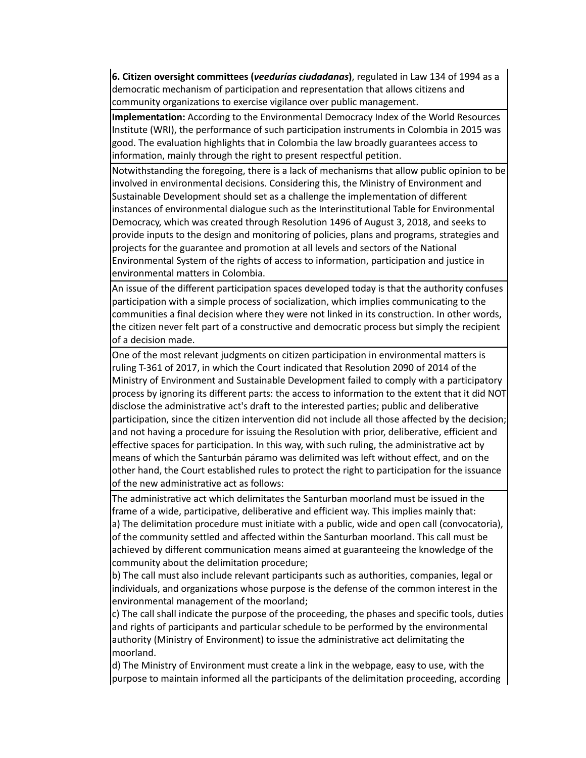**6. Citizen oversight committees (*veedurías ciudadanas*)**, regulated in Law 134 of 1994 as a democratic mechanism of participation and representation that allows citizens and community organizations to exercise vigilance over public management.

**Implementation:** According to the Environmental Democracy Index of the World Resources Institute (WRI), the performance of such participation instruments in Colombia in 2015 was good. The evaluation highlights that in Colombia the law broadly guarantees access to information, mainly through the right to present respectful petition.

Notwithstanding the foregoing, there is a lack of mechanisms that allow public opinion to be involved in environmental decisions. Considering this, the Ministry of Environment and Sustainable Development should set as a challenge the implementation of different instances of environmental dialogue such as the Interinstitutional Table for Environmental Democracy, which was created through Resolution 1496 of August 3, 2018, and seeks to provide inputs to the design and monitoring of policies, plans and programs, strategies and projects for the guarantee and promotion at all levels and sectors of the National Environmental System of the rights of access to information, participation and justice in environmental matters in Colombia.

An issue of the different participation spaces developed today is that the authority confuses participation with a simple process of socialization, which implies communicating to the communities a final decision where they were not linked in its construction. In other words, the citizen never felt part of a constructive and democratic process but simply the recipient of a decision made.

One of the most relevant judgments on citizen participation in environmental matters is ruling T-361 of 2017, in which the Court indicated that Resolution 2090 of 2014 of the Ministry of Environment and Sustainable Development failed to comply with a participatory process by ignoring its different parts: the access to information to the extent that it did NOT disclose the administrative act's draft to the interested parties; public and deliberative participation, since the citizen intervention did not include all those affected by the decision; and not having a procedure for issuing the Resolution with prior, deliberative, efficient and effective spaces for participation. In this way, with such ruling, the administrative act by means of which the Santurbán páramo was delimited was left without effect, and on the other hand, the Court established rules to protect the right to participation for the issuance of the new administrative act as follows:

The administrative act which delimitates the Santurban moorland must be issued in the frame of a wide, participative, deliberative and efficient way. This implies mainly that:

a) The delimitation procedure must initiate with a public, wide and open call (convocatoria), of the community settled and affected within the Santurban moorland. This call must be achieved by different communication means aimed at guaranteeing the knowledge of the community about the delimitation procedure;

b) The call must also include relevant participants such as authorities, companies, legal or individuals, and organizations whose purpose is the defense of the common interest in the environmental management of the moorland;

c) The call shall indicate the purpose of the proceeding, the phases and specific tools, duties and rights of participants and particular schedule to be performed by the environmental authority (Ministry of Environment) to issue the administrative act delimitating the moorland.

d) The Ministry of Environment must create a link in the webpage, easy to use, with the purpose to maintain informed all the participants of the delimitation proceeding, according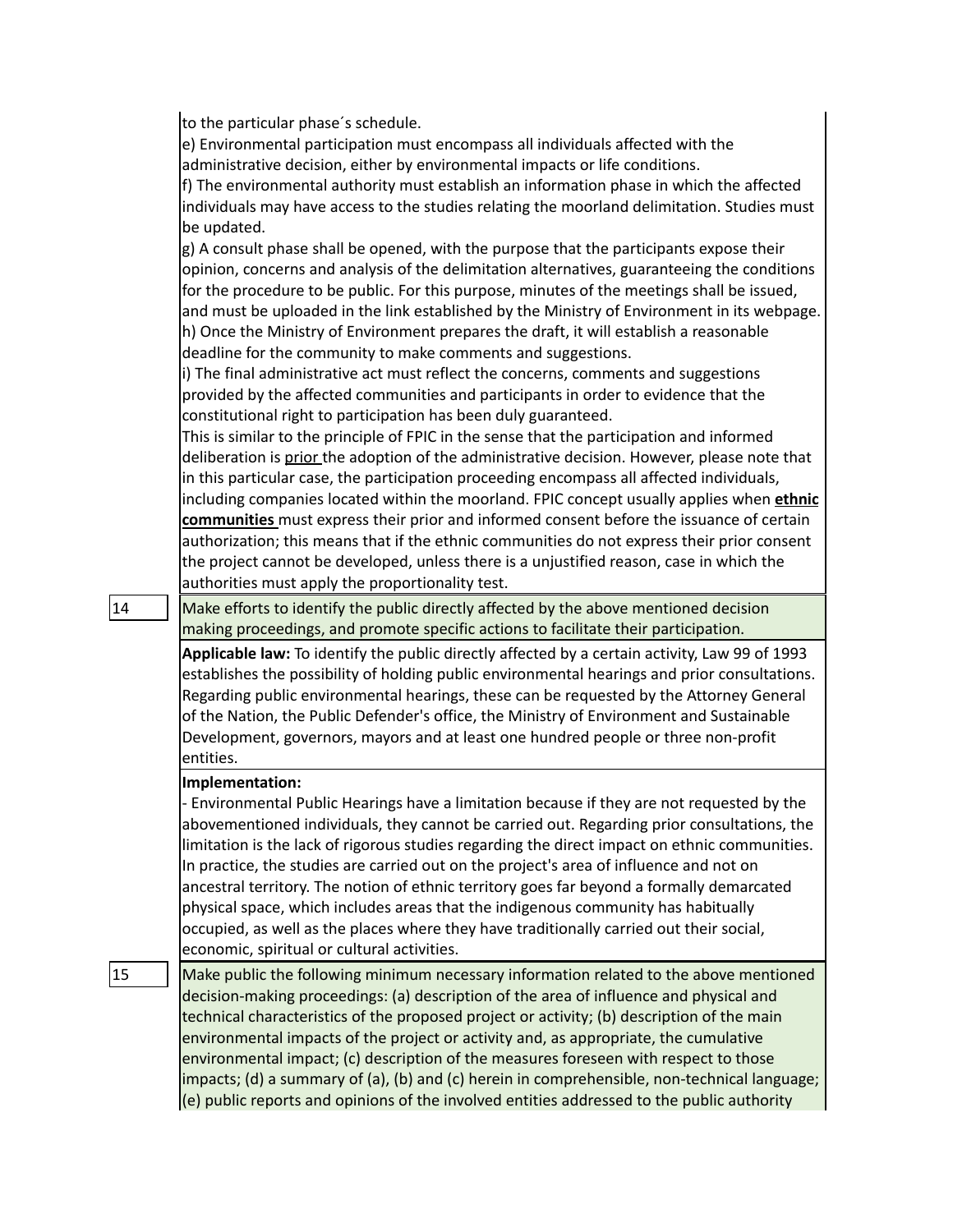to the particular phase´s schedule.

e) Environmental participation must encompass all individuals affected with the administrative decision, either by environmental impacts or life conditions.

f) The environmental authority must establish an information phase in which the affected individuals may have access to the studies relating the moorland delimitation. Studies must be updated.

g) A consult phase shall be opened, with the purpose that the participants expose their opinion, concerns and analysis of the delimitation alternatives, guaranteeing the conditions for the procedure to be public. For this purpose, minutes of the meetings shall be issued, and must be uploaded in the link established by the Ministry of Environment in its webpage.

h) Once the Ministry of Environment prepares the draft, it will establish a reasonable deadline for the community to make comments and suggestions.

i) The final administrative act must reflect the concerns, comments and suggestions provided by the affected communities and participants in order to evidence that the constitutional right to participation has been duly guaranteed.

This is similar to the principle of FPIC in the sense that the participation and informed deliberation is prior the adoption of the administrative decision. However, please note that in this particular case, the participation proceeding encompass all affected individuals, including companies located within the moorland. FPIC concept usually applies when **ethnic communities** must express their prior and informed consent before the issuance of certain authorization; this means that if the ethnic communities do not express their prior consent the project cannot be developed, unless there is a unjustified reason, case in which the authorities must apply the proportionality test.

| 14 | Make efforts to identify the public directly affected by the above mentioned decision making proceedings, and promote specific actions to facilitate their participation. |
|---|---|
| | **Applicable law:** To identify the public directly affected by a certain activity, Law 99 of 1993 establishes the possibility of holding public environmental hearings and prior consultations. Regarding public environmental hearings, these can be requested by the Attorney General of the Nation, the Public Defender's office, the Ministry of Environment and Sustainable Development, governors, mayors and at least one hundred people or three non-profit entities. |
| | **Implementation:** - Environmental Public Hearings have a limitation because if they are not requested by the abovementioned individuals, they cannot be carried out. Regarding prior consultations, the limitation is the lack of rigorous studies regarding the direct impact on ethnic communities. In practice, the studies are carried out on the project's area of influence and not on ancestral territory. The notion of ethnic territory goes far beyond a formally demarcated physical space, which includes areas that the indigenous community has habitually occupied, as well as the places where they have traditionally carried out their social, economic, spiritual or cultural activities. |
| 15 | Make public the following minimum necessary information related to the above mentioned decision-making proceedings: (a) description of the area of influence and physical and technical characteristics of the proposed project or activity; (b) description of the main environmental impacts of the project or activity and, as appropriate, the cumulative environmental impact; (c) description of the measures foreseen with respect to those impacts; (d) a summary of (a), (b) and (c) herein in comprehensible, non-technical language; (e) public reports and opinions of the involved entities addressed to the public authority |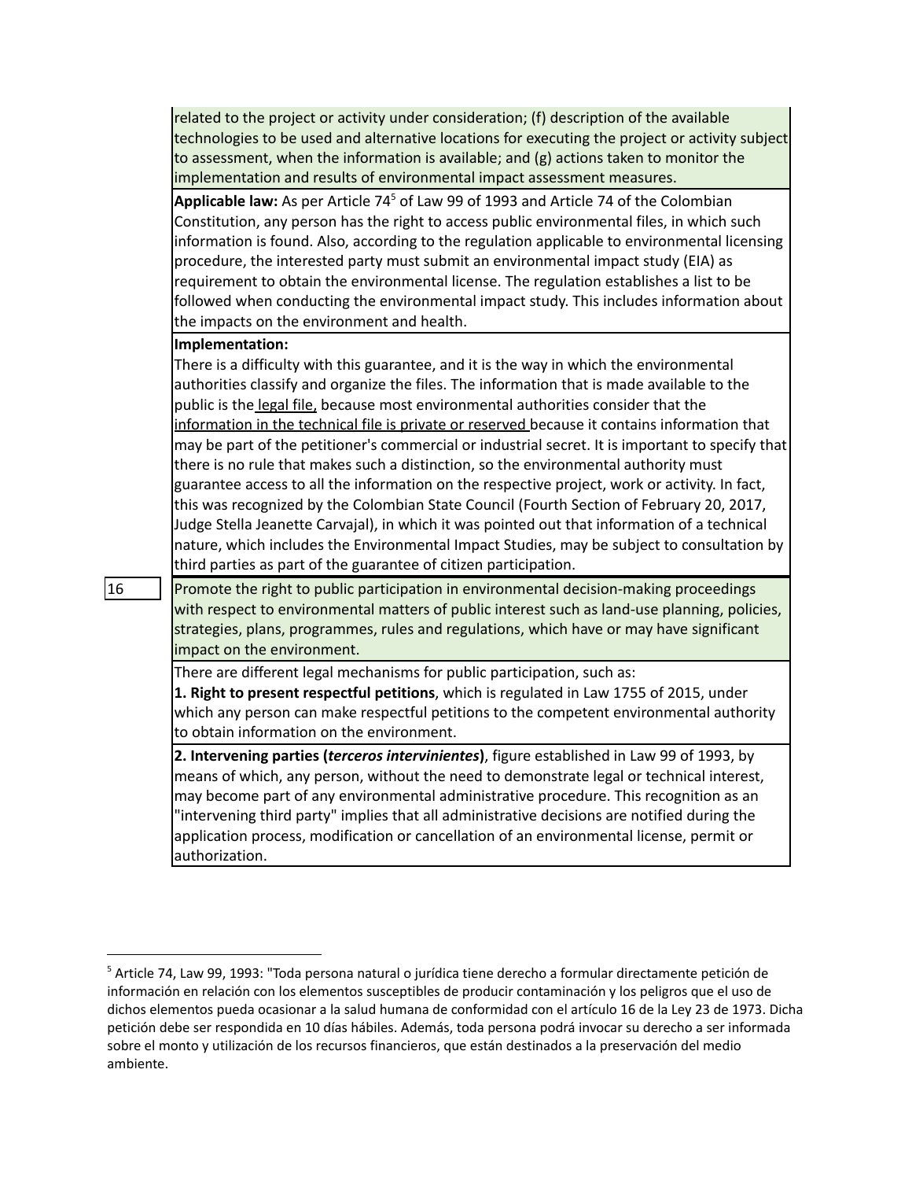| | |
|---|---|
| | related to the project or activity under consideration; (f) description of the available technologies to be used and alternative locations for executing the project or activity subject to assessment, when the information is available; and (g) actions taken to monitor the implementation and results of environmental impact assessment measures. |
| | **Applicable law:** As per Article 74[5] of Law 99 of 1993 and Article 74 of the Colombian Constitution, any person has the right to access public environmental files, in which such information is found. Also, according to the regulation applicable to environmental licensing procedure, the interested party must submit an environmental impact study (EIA) as requirement to obtain the environmental license. The regulation establishes a list to be followed when conducting the environmental impact study. This includes information about the impacts on the environment and health. |
| | **Implementation:** There is a difficulty with this guarantee, and it is the way in which the environmental authorities classify and organize the files. The information that is made available to the public is the legal file, because most environmental authorities consider that the information in the technical file is private or reserved because it contains information that may be part of the petitioner's commercial or industrial secret. It is important to specify that there is no rule that makes such a distinction, so the environmental authority must guarantee access to all the information on the respective project, work or activity. In fact, this was recognized by the Colombian State Council (Fourth Section of February 20, 2017, Judge Stella Jeanette Carvajal), in which it was pointed out that information of a technical nature, which includes the Environmental Impact Studies, may be subject to consultation by third parties as part of the guarantee of citizen participation. |
| 16 | Promote the right to public participation in environmental decision-making proceedings with respect to environmental matters of public interest such as land-use planning, policies, strategies, plans, programmes, rules and regulations, which have or may have significant impact on the environment. |
| | There are different legal mechanisms for public participation, such as: **1. Right to present respectful petitions**, which is regulated in Law 1755 of 2015, under which any person can make respectful petitions to the competent environmental authority to obtain information on the environment. |
| | **2. Intervening parties (*terceros intervinientes*)**, figure established in Law 99 of 1993, by means of which, any person, without the need to demonstrate legal or technical interest, may become part of any environmental administrative procedure. This recognition as an "intervening third party" implies that all administrative decisions are notified during the application process, modification or cancellation of an environmental license, permit or authorization. |

[5] Article 74, Law 99, 1993: "Toda persona natural o jurídica tiene derecho a formular directamente petición de información en relación con los elementos susceptibles de producir contaminación y los peligros que el uso de dichos elementos pueda ocasionar a la salud humana de conformidad con el artículo 16 de la Ley 23 de 1973. Dicha petición debe ser respondida en 10 días hábiles. Además, toda persona podrá invocar su derecho a ser informada sobre el monto y utilización de los recursos financieros, que están destinados a la preservación del medio ambiente.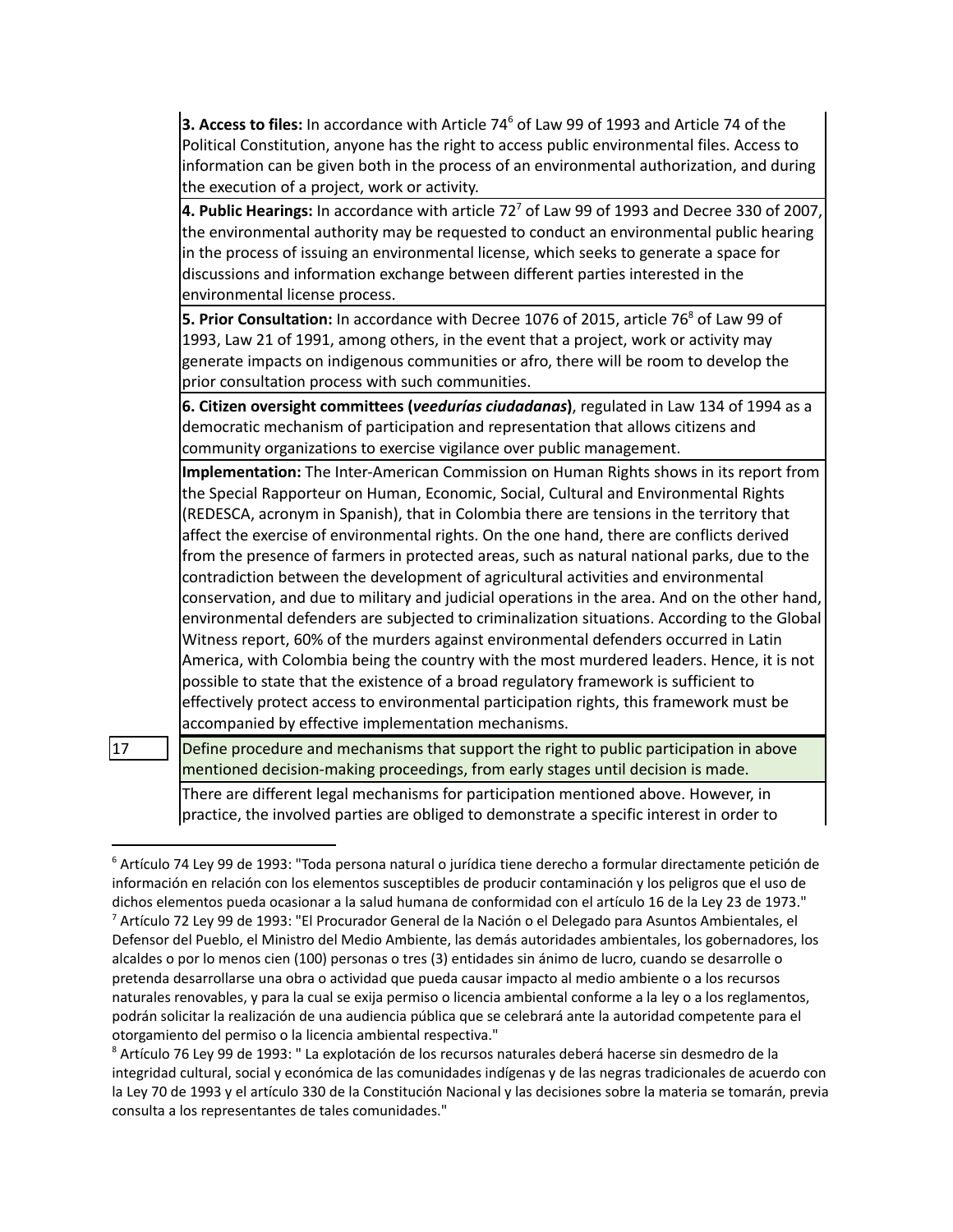| | |
|---|---|
| | **3. Access to files:** In accordance with Article 74[6] of Law 99 of 1993 and Article 74 of the Political Constitution, anyone has the right to access public environmental files. Access to information can be given both in the process of an environmental authorization, and during the execution of a project, work or activity. |
| | **4. Public Hearings:** In accordance with article 72[7] of Law 99 of 1993 and Decree 330 of 2007, the environmental authority may be requested to conduct an environmental public hearing in the process of issuing an environmental license, which seeks to generate a space for discussions and information exchange between different parties interested in the environmental license process. |
| | **5. Prior Consultation:** In accordance with Decree 1076 of 2015, article 76[8] of Law 99 of 1993, Law 21 of 1991, among others, in the event that a project, work or activity may generate impacts on indigenous communities or afro, there will be room to develop the prior consultation process with such communities. |
| | **6. Citizen oversight committees (*veedurías ciudadanas*)**, regulated in Law 134 of 1994 as a democratic mechanism of participation and representation that allows citizens and community organizations to exercise vigilance over public management. |
| | **Implementation:** The Inter-American Commission on Human Rights shows in its report from the Special Rapporteur on Human, Economic, Social, Cultural and Environmental Rights (REDESCA, acronym in Spanish), that in Colombia there are tensions in the territory that affect the exercise of environmental rights. On the one hand, there are conflicts derived from the presence of farmers in protected areas, such as natural national parks, due to the contradiction between the development of agricultural activities and environmental conservation, and due to military and judicial operations in the area. And on the other hand, environmental defenders are subjected to criminalization situations. According to the Global Witness report, 60% of the murders against environmental defenders occurred in Latin America, with Colombia being the country with the most murdered leaders. Hence, it is not possible to state that the existence of a broad regulatory framework is sufficient to effectively protect access to environmental participation rights, this framework must be accompanied by effective implementation mechanisms. |
| 17 | Define procedure and mechanisms that support the right to public participation in above mentioned decision-making proceedings, from early stages until decision is made. |
| | There are different legal mechanisms for participation mentioned above. However, in practice, the involved parties are obliged to demonstrate a specific interest in order to |

[6] Artículo 74 Ley 99 de 1993: "Toda persona natural o jurídica tiene derecho a formular directamente petición de información en relación con los elementos susceptibles de producir contaminación y los peligros que el uso de dichos elementos pueda ocasionar a la salud humana de conformidad con el artículo 16 de la Ley 23 de 1973."

[7] Artículo 72 Ley 99 de 1993: "El Procurador General de la Nación o el Delegado para Asuntos Ambientales, el Defensor del Pueblo, el Ministro del Medio Ambiente, las demás autoridades ambientales, los gobernadores, los alcaldes o por lo menos cien (100) personas o tres (3) entidades sin ánimo de lucro, cuando se desarrolle o pretenda desarrollarse una obra o actividad que pueda causar impacto al medio ambiente o a los recursos naturales renovables, y para la cual se exija permiso o licencia ambiental conforme a la ley o a los reglamentos, podrán solicitar la realización de una audiencia pública que se celebrará ante la autoridad competente para el otorgamiento del permiso o la licencia ambiental respectiva."

[8] Artículo 76 Ley 99 de 1993: " La explotación de los recursos naturales deberá hacerse sin desmedro de la integridad cultural, social y económica de las comunidades indígenas y de las negras tradicionales de acuerdo con la Ley 70 de 1993 y el artículo 330 de la Constitución Nacional y las decisiones sobre la materia se tomarán, previa consulta a los representantes de tales comunidades."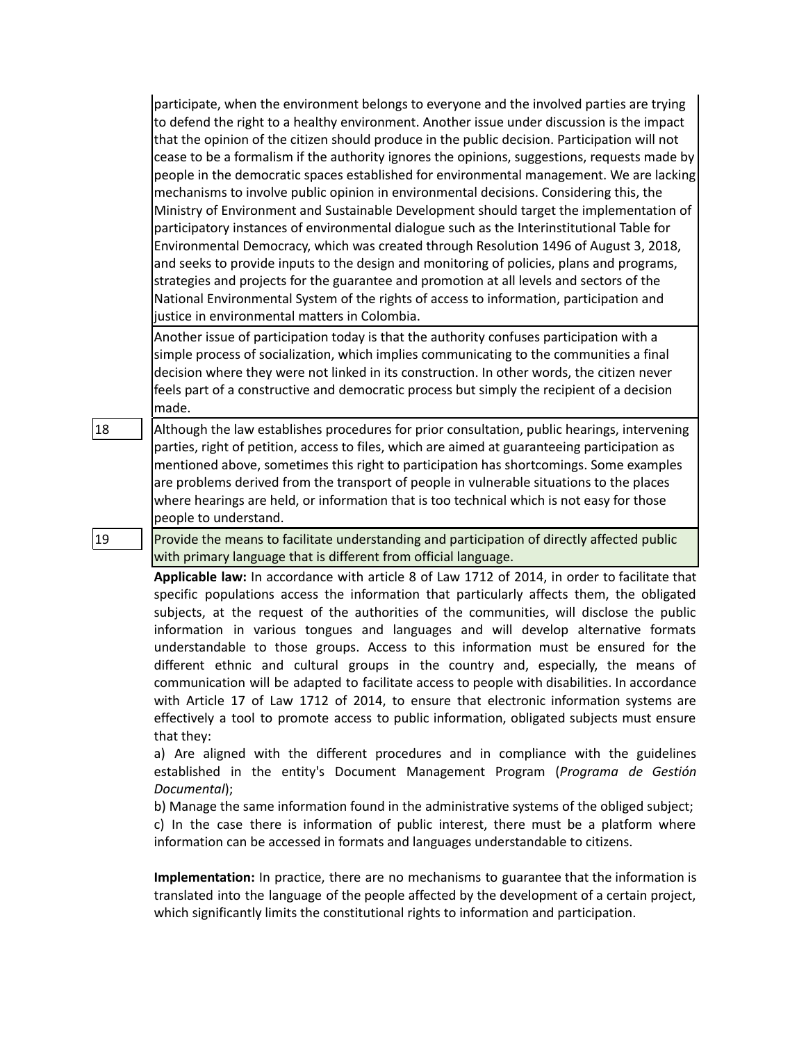participate, when the environment belongs to everyone and the involved parties are trying to defend the right to a healthy environment. Another issue under discussion is the impact that the opinion of the citizen should produce in the public decision. Participation will not cease to be a formalism if the authority ignores the opinions, suggestions, requests made by people in the democratic spaces established for environmental management. We are lacking mechanisms to involve public opinion in environmental decisions. Considering this, the Ministry of Environment and Sustainable Development should target the implementation of participatory instances of environmental dialogue such as the Interinstitutional Table for Environmental Democracy, which was created through Resolution 1496 of August 3, 2018, and seeks to provide inputs to the design and monitoring of policies, plans and programs, strategies and projects for the guarantee and promotion at all levels and sectors of the National Environmental System of the rights of access to information, participation and justice in environmental matters in Colombia.

Another issue of participation today is that the authority confuses participation with a simple process of socialization, which implies communicating to the communities a final decision where they were not linked in its construction. In other words, the citizen never feels part of a constructive and democratic process but simply the recipient of a decision made.

| | |
|---|---|
| 18 | Although the law establishes procedures for prior consultation, public hearings, intervening parties, right of petition, access to files, which are aimed at guaranteeing participation as mentioned above, sometimes this right to participation has shortcomings. Some examples are problems derived from the transport of people in vulnerable situations to the places where hearings are held, or information that is too technical which is not easy for those people to understand. |
| 19 | Provide the means to facilitate understanding and participation of directly affected public with primary language that is different from official language. |

**Applicable law:** In accordance with article 8 of Law 1712 of 2014, in order to facilitate that specific populations access the information that particularly affects them, the obligated subjects, at the request of the authorities of the communities, will disclose the public information in various tongues and languages and will develop alternative formats understandable to those groups. Access to this information must be ensured for the different ethnic and cultural groups in the country and, especially, the means of communication will be adapted to facilitate access to people with disabilities. In accordance with Article 17 of Law 1712 of 2014, to ensure that electronic information systems are effectively a tool to promote access to public information, obligated subjects must ensure that they:

a) Are aligned with the different procedures and in compliance with the guidelines established in the entity's Document Management Program (*Programa de Gestión Documental*);

b) Manage the same information found in the administrative systems of the obliged subject;

c) In the case there is information of public interest, there must be a platform where information can be accessed in formats and languages understandable to citizens.

**Implementation:** In practice, there are no mechanisms to guarantee that the information is translated into the language of the people affected by the development of a certain project, which significantly limits the constitutional rights to information and participation.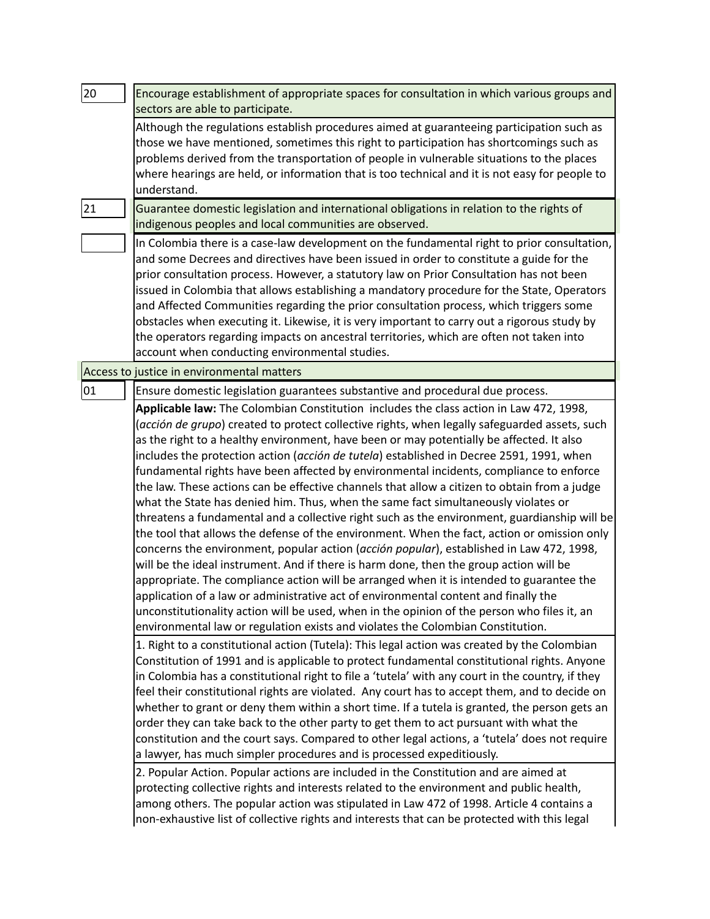| | |
|---|---|
| 20 | Encourage establishment of appropriate spaces for consultation in which various groups and sectors are able to participate. |
| | Although the regulations establish procedures aimed at guaranteeing participation such as those we have mentioned, sometimes this right to participation has shortcomings such as problems derived from the transportation of people in vulnerable situations to the places where hearings are held, or information that is too technical and it is not easy for people to understand. |
| 21 | Guarantee domestic legislation and international obligations in relation to the rights of indigenous peoples and local communities are observed. |
| | In Colombia there is a case-law development on the fundamental right to prior consultation, and some Decrees and directives have been issued in order to constitute a guide for the prior consultation process. However, a statutory law on Prior Consultation has not been issued in Colombia that allows establishing a mandatory procedure for the State, Operators and Affected Communities regarding the prior consultation process, which triggers some obstacles when executing it. Likewise, it is very important to carry out a rigorous study by the operators regarding impacts on ancestral territories, which are often not taken into account when conducting environmental studies. |

**Access to justice in environmental matters**

| | |
|---|---|
| 01 | Ensure domestic legislation guarantees substantive and procedural due process. |
| | **Applicable law:** The Colombian Constitution includes the class action in Law 472, 1998, (*acción de grupo*) created to protect collective rights, when legally safeguarded assets, such as the right to a healthy environment, have been or may potentially be affected. It also includes the protection action (*acción de tutela*) established in Decree 2591, 1991, when fundamental rights have been affected by environmental incidents, compliance to enforce the law. These actions can be effective channels that allow a citizen to obtain from a judge what the State has denied him. Thus, when the same fact simultaneously violates or threatens a fundamental and a collective right such as the environment, guardianship will be the tool that allows the defense of the environment. When the fact, action or omission only concerns the environment, popular action (*acción popular*), established in Law 472, 1998, will be the ideal instrument. And if there is harm done, then the group action will be appropriate. The compliance action will be arranged when it is intended to guarantee the application of a law or administrative act of environmental content and finally the unconstitutionality action will be used, when in the opinion of the person who files it, an environmental law or regulation exists and violates the Colombian Constitution. |
| | 1. Right to a constitutional action (Tutela): This legal action was created by the Colombian Constitution of 1991 and is applicable to protect fundamental constitutional rights. Anyone in Colombia has a constitutional right to file a 'tutela' with any court in the country, if they feel their constitutional rights are violated. Any court has to accept them, and to decide on whether to grant or deny them within a short time. If a tutela is granted, the person gets an order they can take back to the other party to get them to act pursuant with what the constitution and the court says. Compared to other legal actions, a 'tutela' does not require a lawyer, has much simpler procedures and is processed expeditiously. |
| | 2. Popular Action. Popular actions are included in the Constitution and are aimed at protecting collective rights and interests related to the environment and public health, among others. The popular action was stipulated in Law 472 of 1998. Article 4 contains a non-exhaustive list of collective rights and interests that can be protected with this legal |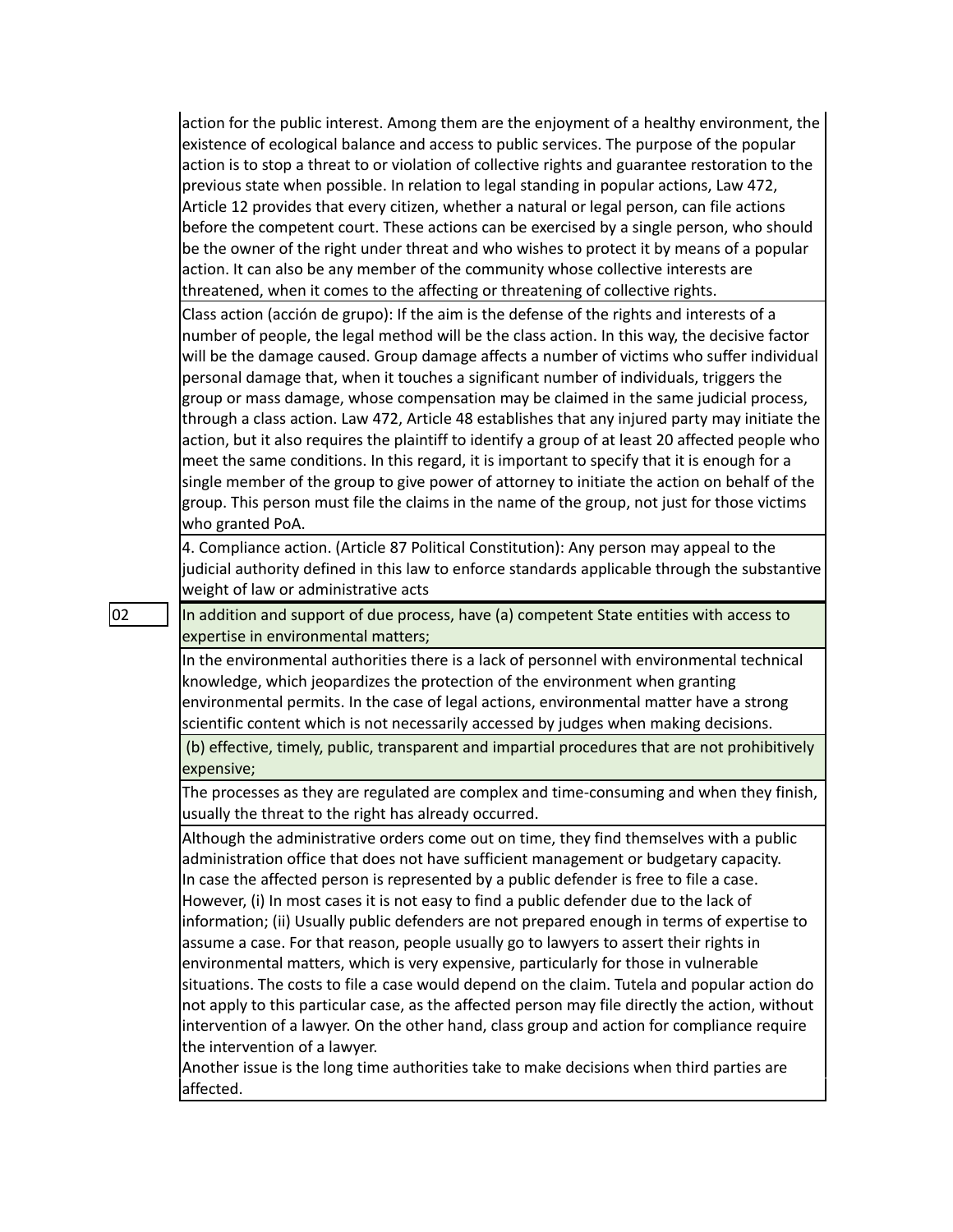| | |
|---|---|
| | action for the public interest. Among them are the enjoyment of a healthy environment, the existence of ecological balance and access to public services. The purpose of the popular action is to stop a threat to or violation of collective rights and guarantee restoration to the previous state when possible. In relation to legal standing in popular actions, Law 472, Article 12 provides that every citizen, whether a natural or legal person, can file actions before the competent court. These actions can be exercised by a single person, who should be the owner of the right under threat and who wishes to protect it by means of a popular action. It can also be any member of the community whose collective interests are threatened, when it comes to the affecting or threatening of collective rights. |
| | Class action (acción de grupo): If the aim is the defense of the rights and interests of a number of people, the legal method will be the class action. In this way, the decisive factor will be the damage caused. Group damage affects a number of victims who suffer individual personal damage that, when it touches a significant number of individuals, triggers the group or mass damage, whose compensation may be claimed in the same judicial process, through a class action. Law 472, Article 48 establishes that any injured party may initiate the action, but it also requires the plaintiff to identify a group of at least 20 affected people who meet the same conditions. In this regard, it is important to specify that it is enough for a single member of the group to give power of attorney to initiate the action on behalf of the group. This person must file the claims in the name of the group, not just for those victims who granted PoA. |
| | 4. Compliance action. (Article 87 Political Constitution): Any person may appeal to the judicial authority defined in this law to enforce standards applicable through the substantive weight of law or administrative acts |
| 02 | In addition and support of due process, have (a) competent State entities with access to expertise in environmental matters; |
| | In the environmental authorities there is a lack of personnel with environmental technical knowledge, which jeopardizes the protection of the environment when granting environmental permits. In the case of legal actions, environmental matter have a strong scientific content which is not necessarily accessed by judges when making decisions. |
| | (b) effective, timely, public, transparent and impartial procedures that are not prohibitively expensive; |
| | The processes as they are regulated are complex and time-consuming and when they finish, usually the threat to the right has already occurred. |
| | Although the administrative orders come out on time, they find themselves with a public administration office that does not have sufficient management or budgetary capacity.<br>In case the affected person is represented by a public defender is free to file a case. However, (i) In most cases it is not easy to find a public defender due to the lack of information; (ii) Usually public defenders are not prepared enough in terms of expertise to assume a case. For that reason, people usually go to lawyers to assert their rights in environmental matters, which is very expensive, particularly for those in vulnerable situations. The costs to file a case would depend on the claim. Tutela and popular action do not apply to this particular case, as the affected person may file directly the action, without intervention of a lawyer. On the other hand, class group and action for compliance require the intervention of a lawyer.<br>Another issue is the long time authorities take to make decisions when third parties are affected. |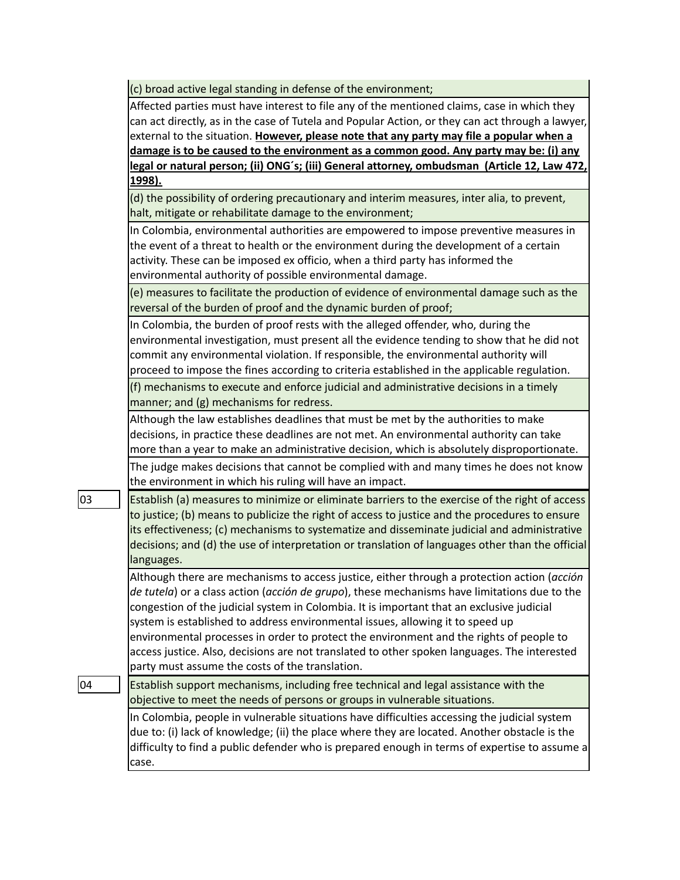| | |
|---|---|
| | (c) broad active legal standing in defense of the environment; |
| | Affected parties must have interest to file any of the mentioned claims, case in which they can act directly, as in the case of Tutela and Popular Action, or they can act through a lawyer, external to the situation. **However, please note that any party may file a popular when a damage is to be caused to the environment as a common good. Any party may be: (i) any legal or natural person; (ii) ONG´s; (iii) General attorney, ombudsman (Article 12, Law 472, 1998).** |
| | (d) the possibility of ordering precautionary and interim measures, inter alia, to prevent, halt, mitigate or rehabilitate damage to the environment; |
| | In Colombia, environmental authorities are empowered to impose preventive measures in the event of a threat to health or the environment during the development of a certain activity. These can be imposed ex officio, when a third party has informed the environmental authority of possible environmental damage. |
| | (e) measures to facilitate the production of evidence of environmental damage such as the reversal of the burden of proof and the dynamic burden of proof; |
| | In Colombia, the burden of proof rests with the alleged offender, who, during the environmental investigation, must present all the evidence tending to show that he did not commit any environmental violation. If responsible, the environmental authority will proceed to impose the fines according to criteria established in the applicable regulation. |
| | (f) mechanisms to execute and enforce judicial and administrative decisions in a timely manner; and (g) mechanisms for redress. |
| | Although the law establishes deadlines that must be met by the authorities to make decisions, in practice these deadlines are not met. An environmental authority can take more than a year to make an administrative decision, which is absolutely disproportionate. |
| | The judge makes decisions that cannot be complied with and many times he does not know the environment in which his ruling will have an impact. |
| 03 | Establish (a) measures to minimize or eliminate barriers to the exercise of the right of access to justice; (b) means to publicize the right of access to justice and the procedures to ensure its effectiveness; (c) mechanisms to systematize and disseminate judicial and administrative decisions; and (d) the use of interpretation or translation of languages other than the official languages. |
| | Although there are mechanisms to access justice, either through a protection action (*acción de tutela*) or a class action (*acción de grupo*), these mechanisms have limitations due to the congestion of the judicial system in Colombia. It is important that an exclusive judicial system is established to address environmental issues, allowing it to speed up environmental processes in order to protect the environment and the rights of people to access justice. Also, decisions are not translated to other spoken languages. The interested party must assume the costs of the translation. |
| 04 | Establish support mechanisms, including free technical and legal assistance with the objective to meet the needs of persons or groups in vulnerable situations. |
| | In Colombia, people in vulnerable situations have difficulties accessing the judicial system due to: (i) lack of knowledge; (ii) the place where they are located. Another obstacle is the difficulty to find a public defender who is prepared enough in terms of expertise to assume a case. |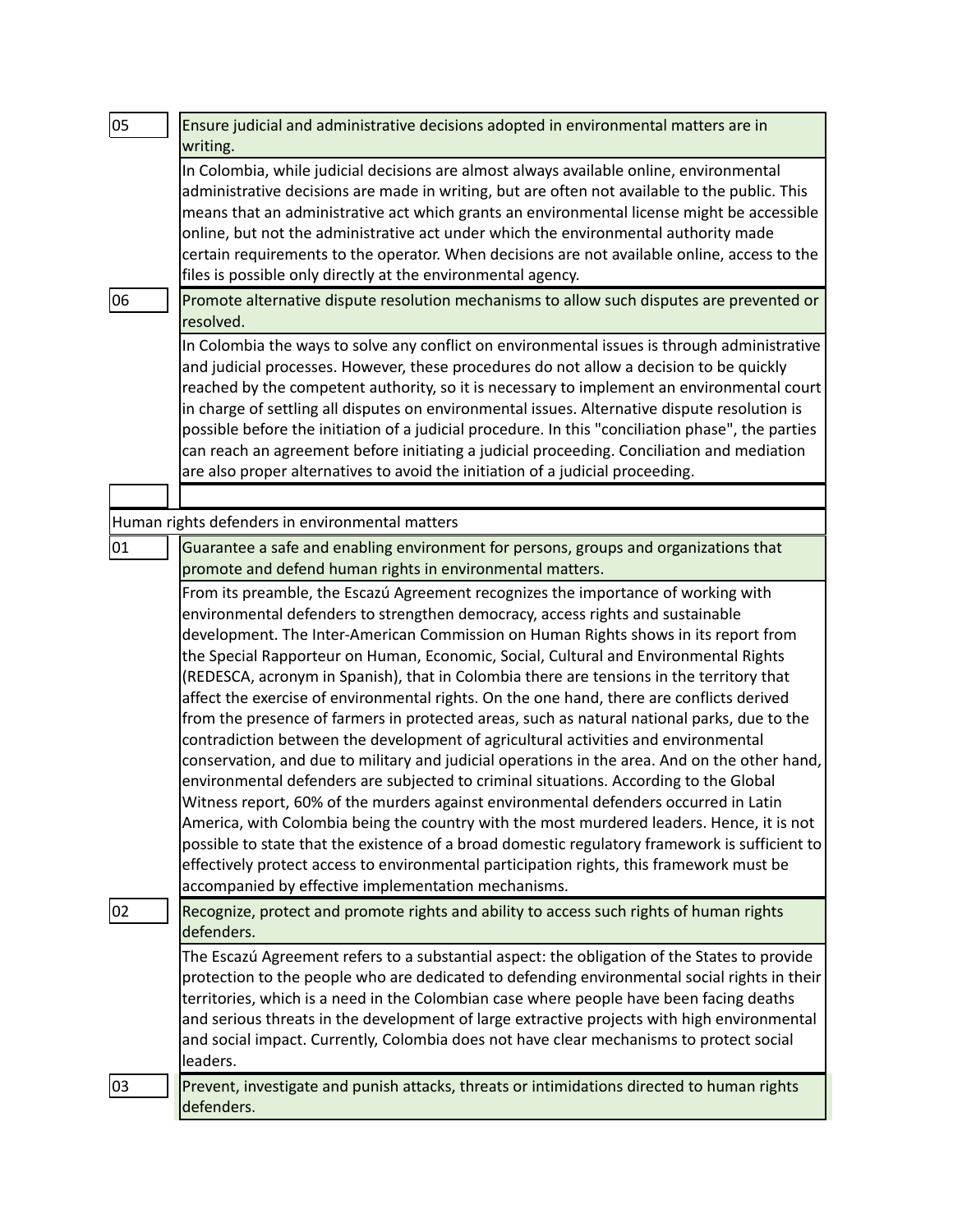| | |
|---|---|
| 05 | Ensure judicial and administrative decisions adopted in environmental matters are in writing. |
| | In Colombia, while judicial decisions are almost always available online, environmental administrative decisions are made in writing, but are often not available to the public. This means that an administrative act which grants an environmental license might be accessible online, but not the administrative act under which the environmental authority made certain requirements to the operator. When decisions are not available online, access to the files is possible only directly at the environmental agency. |
| 06 | Promote alternative dispute resolution mechanisms to allow such disputes are prevented or resolved. |
| | In Colombia the ways to solve any conflict on environmental issues is through administrative and judicial processes. However, these procedures do not allow a decision to be quickly reached by the competent authority, so it is necessary to implement an environmental court in charge of settling all disputes on environmental issues. Alternative dispute resolution is possible before the initiation of a judicial procedure. In this "conciliation phase", the parties can reach an agreement before initiating a judicial proceeding. Conciliation and mediation are also proper alternatives to avoid the initiation of a judicial proceeding. |
| | |

**Human rights defenders in environmental matters**

| | |
|---|---|
| 01 | Guarantee a safe and enabling environment for persons, groups and organizations that promote and defend human rights in environmental matters. |
| | From its preamble, the Escazú Agreement recognizes the importance of working with environmental defenders to strengthen democracy, access rights and sustainable development. The Inter-American Commission on Human Rights shows in its report from the Special Rapporteur on Human, Economic, Social, Cultural and Environmental Rights (REDESCA, acronym in Spanish), that in Colombia there are tensions in the territory that affect the exercise of environmental rights. On the one hand, there are conflicts derived from the presence of farmers in protected areas, such as natural national parks, due to the contradiction between the development of agricultural activities and environmental conservation, and due to military and judicial operations in the area. And on the other hand, environmental defenders are subjected to criminal situations. According to the Global Witness report, 60% of the murders against environmental defenders occurred in Latin America, with Colombia being the country with the most murdered leaders. Hence, it is not possible to state that the existence of a broad domestic regulatory framework is sufficient to effectively protect access to environmental participation rights, this framework must be accompanied by effective implementation mechanisms. |
| 02 | Recognize, protect and promote rights and ability to access such rights of human rights defenders. |
| | The Escazú Agreement refers to a substantial aspect: the obligation of the States to provide protection to the people who are dedicated to defending environmental social rights in their territories, which is a need in the Colombian case where people have been facing deaths and serious threats in the development of large extractive projects with high environmental and social impact. Currently, Colombia does not have clear mechanisms to protect social leaders. |
| 03 | Prevent, investigate and punish attacks, threats or intimidations directed to human rights defenders. |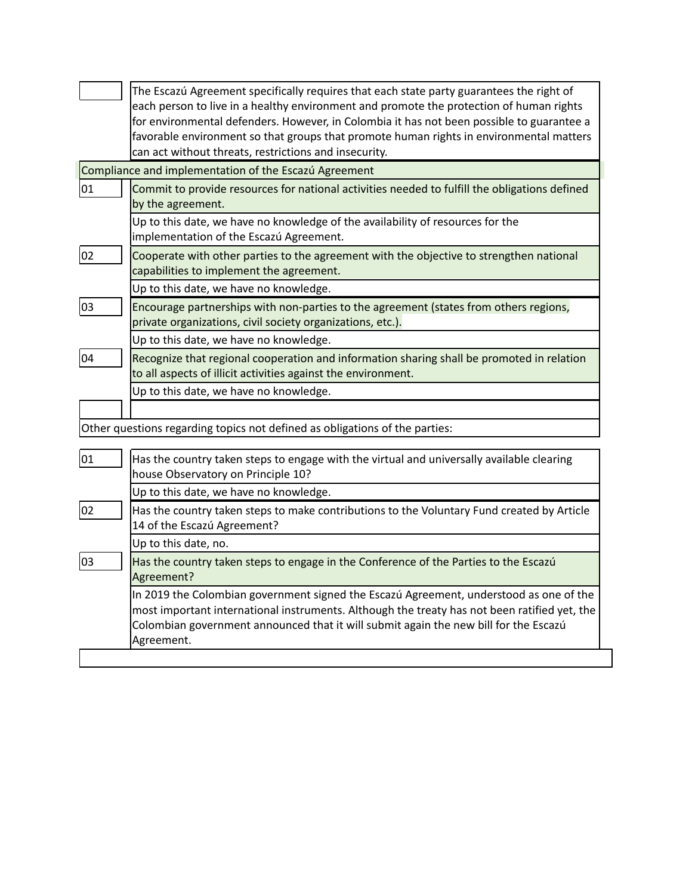| | |
|---|---|
| | The Escazú Agreement specifically requires that each state party guarantees the right of each person to live in a healthy environment and promote the protection of human rights for environmental defenders. However, in Colombia it has not been possible to guarantee a favorable environment so that groups that promote human rights in environmental matters can act without threats, restrictions and insecurity. |
| Compliance and implementation of the Escazú Agreement | |
| 01 | Commit to provide resources for national activities needed to fulfill the obligations defined by the agreement. |
| | Up to this date, we have no knowledge of the availability of resources for the implementation of the Escazú Agreement. |
| 02 | Cooperate with other parties to the agreement with the objective to strengthen national capabilities to implement the agreement. |
| | Up to this date, we have no knowledge. |
| 03 | Encourage partnerships with non-parties to the agreement (states from others regions, private organizations, civil society organizations, etc.). |
| | Up to this date, we have no knowledge. |
| 04 | Recognize that regional cooperation and information sharing shall be promoted in relation to all aspects of illicit activities against the environment. |
| | Up to this date, we have no knowledge. |
| | |
| Other questions regarding topics not defined as obligations of the parties: | |

| | |
|---|---|
| 01 | Has the country taken steps to engage with the virtual and universally available clearing house Observatory on Principle 10? |
| | Up to this date, we have no knowledge. |
| 02 | Has the country taken steps to make contributions to the Voluntary Fund created by Article 14 of the Escazú Agreement? |
| | Up to this date, no. |
| 03 | Has the country taken steps to engage in the Conference of the Parties to the Escazú Agreement? |
| | In 2019 the Colombian government signed the Escazú Agreement, understood as one of the most important international instruments. Although the treaty has not been ratified yet, the Colombian government announced that it will submit again the new bill for the Escazú Agreement. |
| | |